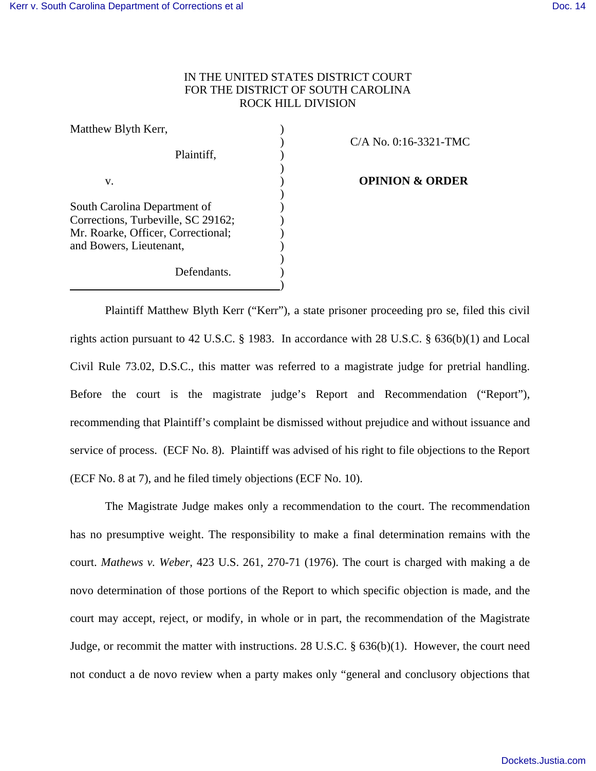IN THE UNITED STATES DISTRICT COURT
FOR THE DISTRICT OF SOUTH CAROLINA
ROCK HILL DIVISION

Matthew Blyth Kerr,

Plaintiff,

v.

South Carolina Department of Corrections, Turbeville, SC 29162; Mr. Roarke, Officer, Correctional; and Bowers, Lieutenant,

Defendants.

C/A No. 0:16-3321-TMC

**OPINION & ORDER**

Plaintiff Matthew Blyth Kerr ("Kerr"), a state prisoner proceeding pro se, filed this civil rights action pursuant to 42 U.S.C. § 1983. In accordance with 28 U.S.C. § 636(b)(1) and Local Civil Rule 73.02, D.S.C., this matter was referred to a magistrate judge for pretrial handling. Before the court is the magistrate judge's Report and Recommendation ("Report"), recommending that Plaintiff's complaint be dismissed without prejudice and without issuance and service of process. (ECF No. 8). Plaintiff was advised of his right to file objections to the Report (ECF No. 8 at 7), and he filed timely objections (ECF No. 10).

The Magistrate Judge makes only a recommendation to the court. The recommendation has no presumptive weight. The responsibility to make a final determination remains with the court. *Mathews v. Weber*, 423 U.S. 261, 270-71 (1976). The court is charged with making a de novo determination of those portions of the Report to which specific objection is made, and the court may accept, reject, or modify, in whole or in part, the recommendation of the Magistrate Judge, or recommit the matter with instructions. 28 U.S.C. § 636(b)(1). However, the court need not conduct a de novo review when a party makes only "general and conclusory objections that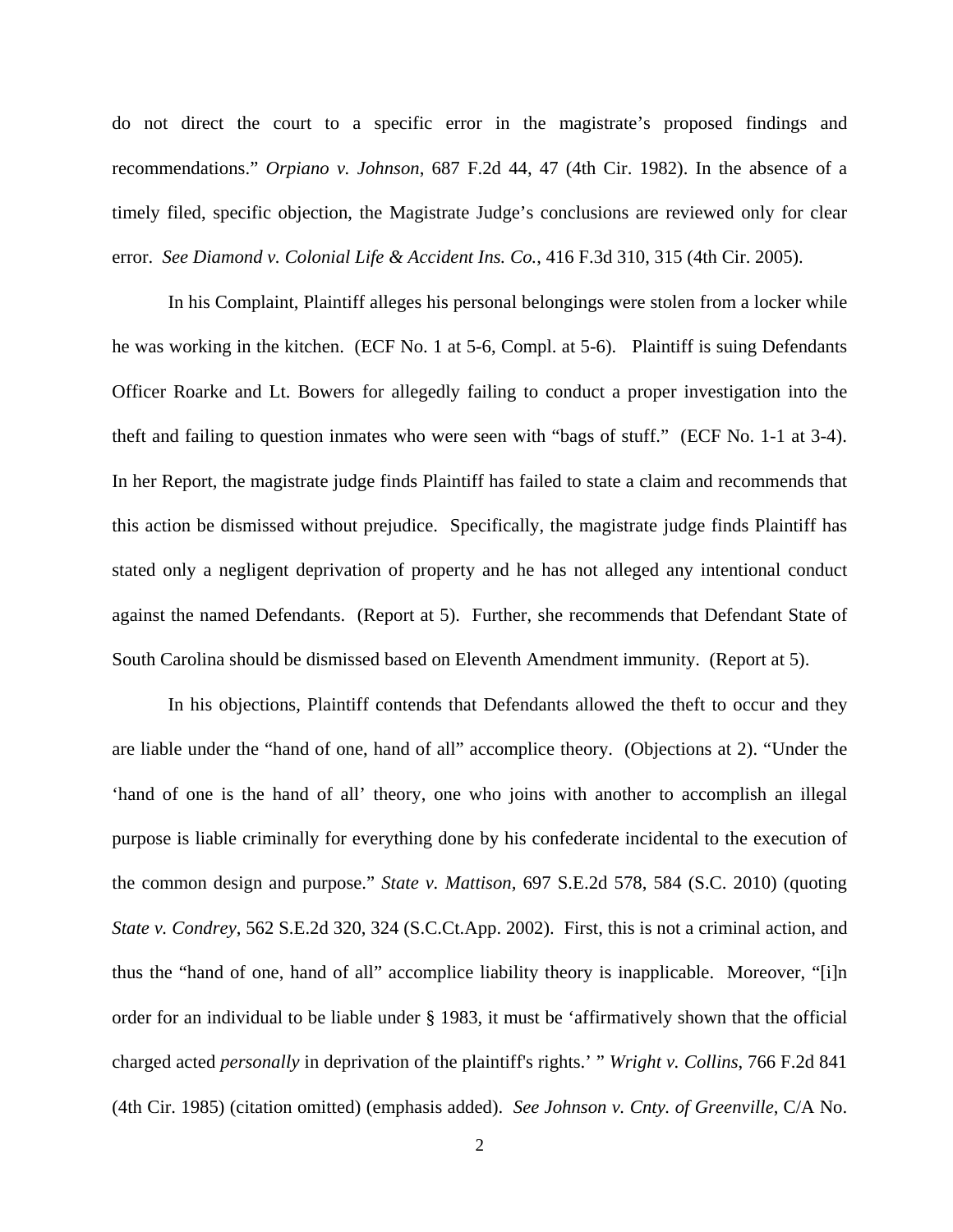do not direct the court to a specific error in the magistrate's proposed findings and recommendations." *Orpiano v. Johnson*, 687 F.2d 44, 47 (4th Cir. 1982). In the absence of a timely filed, specific objection, the Magistrate Judge's conclusions are reviewed only for clear error. *See Diamond v. Colonial Life & Accident Ins. Co.*, 416 F.3d 310, 315 (4th Cir. 2005).

In his Complaint, Plaintiff alleges his personal belongings were stolen from a locker while he was working in the kitchen. (ECF No. 1 at 5-6, Compl. at 5-6). Plaintiff is suing Defendants Officer Roarke and Lt. Bowers for allegedly failing to conduct a proper investigation into the theft and failing to question inmates who were seen with "bags of stuff." (ECF No. 1-1 at 3-4). In her Report, the magistrate judge finds Plaintiff has failed to state a claim and recommends that this action be dismissed without prejudice. Specifically, the magistrate judge finds Plaintiff has stated only a negligent deprivation of property and he has not alleged any intentional conduct against the named Defendants. (Report at 5). Further, she recommends that Defendant State of South Carolina should be dismissed based on Eleventh Amendment immunity. (Report at 5).

In his objections, Plaintiff contends that Defendants allowed the theft to occur and they are liable under the "hand of one, hand of all" accomplice theory. (Objections at 2). "Under the 'hand of one is the hand of all' theory, one who joins with another to accomplish an illegal purpose is liable criminally for everything done by his confederate incidental to the execution of the common design and purpose." *State v. Mattison,* 697 S.E.2d 578, 584 (S.C. 2010) (quoting *State v. Condrey*, 562 S.E.2d 320, 324 (S.C.Ct.App. 2002). First, this is not a criminal action, and thus the "hand of one, hand of all" accomplice liability theory is inapplicable. Moreover, "[i]n order for an individual to be liable under § 1983, it must be 'affirmatively shown that the official charged acted *personally* in deprivation of the plaintiff's rights.' " *Wright v. Collins*, 766 F.2d 841 (4th Cir. 1985) (citation omitted) (emphasis added). *See Johnson v. Cnty. of Greenville*, C/A No.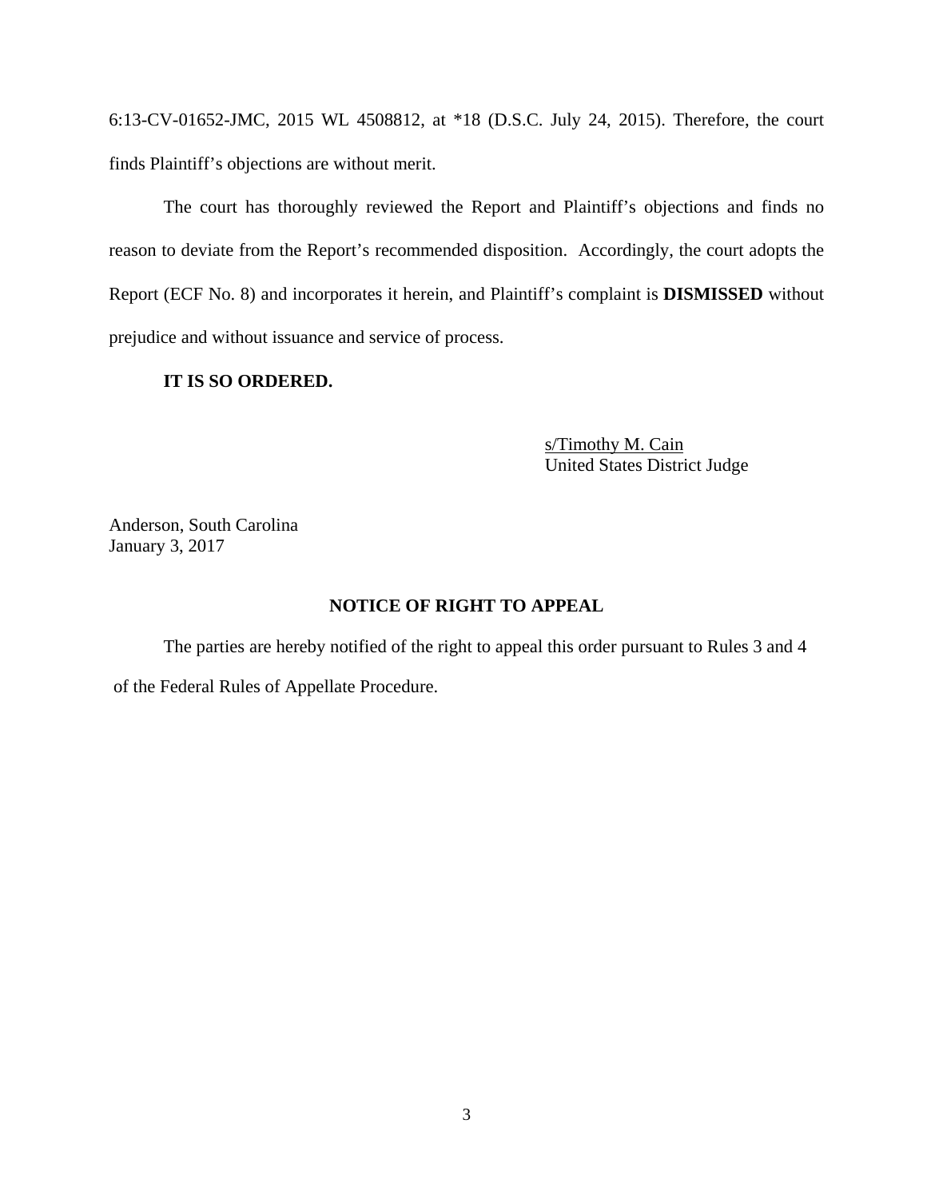6:13-CV-01652-JMC, 2015 WL 4508812, at *18 (D.S.C. July 24, 2015). Therefore, the court finds Plaintiff's objections are without merit.

The court has thoroughly reviewed the Report and Plaintiff's objections and finds no reason to deviate from the Report's recommended disposition. Accordingly, the court adopts the Report (ECF No. 8) and incorporates it herein, and Plaintiff's complaint is **DISMISSED** without prejudice and without issuance and service of process.

**IT IS SO ORDERED.**

s/Timothy M. Cain
United States District Judge

Anderson, South Carolina
January 3, 2017

**NOTICE OF RIGHT TO APPEAL**

The parties are hereby notified of the right to appeal this order pursuant to Rules 3 and 4 of the Federal Rules of Appellate Procedure.